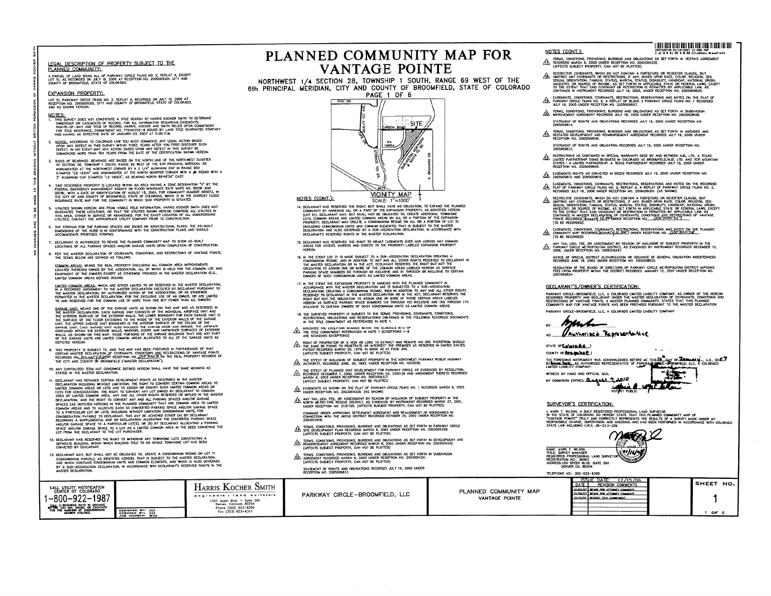# PLANNED COMMUNITY MAP FOR VANTAGE POINTE

NORTHWEST 1/4 SECTION 28, TOWNSHIP 1 SOUTH, RANGE 69 WEST OF THE 6th PRINCIPAL MERIDIAN, CITY AND COUNTY OF BROOMFIELD, STATE OF COLORADO

PAGE 1 OF 6

## LEGAL DESCRIPTION OF PROPERTY SUBJECT TO THE PLANNED COMMUNITY:

A PARCEL OF LAND BEING ALL OF PARKWAY CIRCLE FILING NO. 2, REPLAT A, EXCEPT LOT 51, AS RECORDED ON JULY 19, 2006 AT RECEPTION NO. 2006009301, CITY AND COUNTY OF BROOMFIELD, STATE OF COLORADO.

## EXPANSION PROPERTY:

LOT 51, PARKWAY CIRCLE FILING NO. 2, REPLAT A, RECORDED ON JULY 19, 2006 AT RECEPTION NO. 2006009301, CITY AND COUNTY OF BROOMFIELD, STATE OF COLORADO, AND AS SHOWN HEREON.

## NOTES:

1. THIS SURVEY DOES NOT CONSTITUTE A TITLE SEARCH BY HARRIS KOCHER SMITH TO DETERMINE OWNERSHIP OR EASEMENTS OF RECORD. FOR ALL INFORMATION REGARDING EASEMENTS, RIGHTS-OF-WAY AND TITLE OF RECORD, HARRIS, KOCHER AND SMITH RELIED UPON COMMITMENT FOR TITLE INSURANCE, COMMITMENT NO. F70161732-8 ISSUED BY LAND TITLE GUARANTEE COMPANY AND HAVING AN EFFECTIVE DATE OF JANUARY 03, 2007 AT 5:00 P.M.

2. NOTICE: ACCORDING TO COLORADO LAW YOU MUST COMMENCE ANY LEGAL ACTION BASED UPON ANY DEFECT IN THIS SURVEY WITHIN THREE YEARS AFTER YOU FIRST DISCOVER SUCH DEFECT. IN NO EVENT MAY ANY ACTION BASED UPON ANY DEFECT IN THIS SURVEY BE COMMENCED MORE THAN TEN YEARS FROM THE DATE OF THE CERTIFICATION SHOWN HEREON.

3. BASIS OF BEARINGS: BEARINGS ARE BASED ON THE NORTH LINE OF THE NORTHWEST QUARTER OF SECTION 28, TOWNSHIP 1 SOUTH, RANGE 69 WEST OF THE 6TH PRINCIPAL MERIDIAN, AS MONUMENTED AT THE NORTHWEST CORNER BY A 3 1/4" ALUMINUM CAP IN RANGE BOX STAMPED "LS 15315" AND MONUMENTED AT THE NORTH QUARTER CORNER WITH A #6 REBAR WITH A 3" ALUMINUM CAP STAMPED "LS 19003", AS BEARING NORTH 89°48'59" EAST.

4. SAID DESCRIBED PROPERTY IS LOCATED WITHIN AN AREA HAVING A ZONE DESIGNATION "X" BY THE FEDERAL EMERGENCY MANAGEMENT AGENCY ON FLOOD INSURANCE RATE MAPS NO. 0059F AND 0078F, WITH A DATE OF IDENTIFICATION OF AUGUST 18, 2004, FOR COMMUNITY NUMBER 085073, IN THE CITY OF AND COUNTY OF BROOMFIELD, STATE OF COLORADO, WHICH IS IN THE CURRENT FLOOD INSURANCE RATE MAP FOR THE COMMUNITY IN WHICH SAID PROPERTY IS SITUATED.

5. UTILITIES SHOWN HEREON ARE FROM VISIBLE FIELD INFORMATION. HARRIS KOCHER SMITH DOES NOT GUARANTEE THESE LOCATIONS, OR THAT THE UTILITIES SHOWN HEREON COMPRISE ALL UTILITIES IN THIS AREA, EITHER IN SERVICE OR ABANDONED. FOR THE EXACT LOCATION OF ALL UNDERGROUND UTILITIES, CONTACT THE APPROPRIATE UTILITY COMPANY PRIOR TO CONSTRUCTION.

6. THE STRIPING FOR THE PARKING SPACES ARE BASED ON ARCHITECTURAL PLANS. THE AS-BUILT DIMENSIONS OF THE CURB IS IN CONFORMANCE WITH THE CONSTRUCTION PLANS AND SHOULD ACCOMMODATE PROPOSED STRIPING.

7. DECLARANT IS AUTHORIZED TO REVISE THE PLANNED COMMUNITY MAP TO SHOW AS-BUILT LOCATIONS OF ALL PARKING SPACES AND/OR GARAGE UNITS UPON COMPLETION OF CONSTRUCTION.

8. PER THE MASTER DECLARATION OF COVENANTS, CONDITIONS, AND RESTRICTIONS OF VANTAGE POINTE, THE TERMS BELOW ARE DEFINED AS FOLLOWS:

COMMON AREAS: MEANS THE REAL PROPERTY (INCLUDING ALL COMMON AREA IMPROVEMENTS LOCATED THEREON) OWNED BY THE ASSOCIATION, ALL OF WHICH IS HELD FOR THE COMMON USE AND ENJOYMENT OF THE OWNERS EXCEPT AS OTHERWISE PROVIDED IN THE MASTER DECLARATION (E.G., LIMITED COMMON AREAS DEFINED BELOW).

LIMITED COMMON AREAS: WHICH ARE EITHER LIMITED TO OR RESERVED IN THE MASTER DECLARATION, IN A RECORDED AMENDMENT TO THE MASTER DECLARATION EXECUTED BY DECLARANT PURSUANT TO THE MASTER DECLARATION, BY AUTHORIZED ACTION OF THE ASSOCIATION, OR AS OTHERWISE PERMITTED IN THE MASTER DECLARATION, FOR THE EXCLUSIVE USE OF AN OWNER, OR ARE LIMITED TO AND RESERVED FOR THE COMMON USE OF MORE THAN ONE BUT FEWER THAN ALL OWNERS.

GARAGE UNIT: MEANS ONE OF THE GARAGE UNITS AS SHOWN ON THIS MAP AND AS DESCRIBED IN THE MASTER DECLARATION. EACH GARAGE UNIT CONSISTS OF THE INDIVIDUAL AIRSPACE UNIT AND THE INTERIOR SURFACE OF THE EXTERIOR WALLS. THE LOWER BOUNDARY FOR EACH GARAGE UNIT IS THE SURFACE OF THE FLOOR EXTENDING TO THE INSIDE OF THE EXTERIOR WALLS OF THE GARAGE UNIT. THE UPPER GARAGE UNIT BOUNDARY IS THE INTERIOR SURFACE OF THE CEILING OF THE GARAGE UNIT. EACH GARAGE UNIT ALSO INCLUDES THE GARAGE DOOR AND OPENER, THE AIRSPACE CONTAINED WITHIN THE EXTERIOR WALLS, WINDOWS, DOORS AND UNFINISHED SURFACES OF EXTERIOR WALLS, AS SHOWN ON THIS MAP. THOSE PORTIONS OF THE GARAGE BUILDINGS THAT ARE NOT PART OF THE GARAGE UNITS ARE LIMITED COMMON AREAS ALLOCATED TO ALL OF THE GARAGE UNITS AS DEPICTED HEREON.

9. THIS PROPERTY IS SUBJECT TO, AND THIS MAP HAS BEEN PREPARED IN FURTHERANCE OF THAT CERTAIN MASTER DECLARATION OF COVENANTS, CONDITIONS AND RESTRICTIONS OF VANTAGE POINTE RECORDED ON January 18, 2007 AT RECEPTION NO. 2007000718 IN THE REAL PROPERTY RECORDS OF THE CITY AND COUNTY OF BROOMFIELD ("MASTER DECLARATION").

10. ANY CAPITALIZED TERM NOT OTHERWISE DEFINED HEREON SHALL HAVE THE SAME MEANING AS STATED IN THE MASTER DECLARATION.

11. DECLARANT HAS RETAINED CERTAIN DEVELOPMENT RIGHTS AS DESCRIBED IN THE MASTER DECLARATION INCLUDING WITHOUT LIMITATION, THE RIGHT TO CONVERT CERTAIN COMMON AREAS TO LIMITED COMMON AREAS OR LOTS AND TO ASSIGN OR CONVEY SUCH LIMITED COMMON AREAS OR LOTS FOR CONSIDERATION; THE RIGHT TO CONVERT ANY LOT OWNED BY DECLARANT TO COMMON AREA OR LIMITED COMMON AREA; ANY AND ALL OTHER RIGHTS RESERVED OR IMPLIED IN THE MASTER DECLARATION; AND THE RIGHT TO CONVERT ANY AND ALL PARKING SPACES AND/OR GARAGE SPACES (AS DEPICTED HEREON) IN THE PLANNED COMMUNITY THAT ARE COMMON AREA TO LIMITED COMMON AREAS AND TO ALLOCATE EACH SO CONVERTED PARKING SPACE AND/OR GARAGE SPACE TO A PARTICULAR LOT OR LOTS, INCLUDING WITHOUT LIMITATION CONDOMINIUM UNITS, FOR CONSIDERATION PAYABLE TO DECLARANT. THIS MAY BE ACHIEVED EITHER (A) BY DECLARANT RECORDING A SUPPLEMENTAL MAP OR DECLARATION ALLOCATING THE CONVERTED PARKING SPACE AND/OR GARAGE SPACE TO A PARTICULAR LOT(S), OR (B) BY DECLARANT ALLOCATING A PARKING SPACE AND/OR GARAGE SPACE TO A LOT AS A LIMITED COMMON AREA IN THE DEED CONVEYING THE LOT FROM THE DECLARANT TO THE LOT PURCHASER.

12. DECLARANT HAS RESERVED THE RIGHT TO WITHDRAW ANY TOWNHOME LOTS CONSTITUTING A SEPARATE BUILDING, WITHIN WHICH BUILDING TITLE TO NO SINGLE TOWNHOME LOT HAS BEEN CONVEYED BY DECLARANT.

13. DECLARANT MAY, BUT SHALL NOT BE OBLIGATED TO, CREATE A CONDOMINIUM REGIME ON LOT 71 (CONDOMINIUM PARCEL), AS IDENTIFIED HEREON, THAT IS SUBJECT TO THE MASTER DECLARATION, AND WHICH CONTAINS CONDOMINIUM UNITS AND COMMON ELEMENTS, AND WHICH IS ALSO GOVERNED BY A SUB-ASSOCIATION DECLARATION, IN ACCORDANCE WITH DECLARANT'S RESERVED RIGHTS IN THE MASTER DECLARATION.

VICINITY MAP
SCALE: 1"=1000'

(Map labels: DISC DR., QUALITY 151 AVE., SITE, CARBON ROAD, VIA VARRA, STORAGE TEK DR., BURLINGTON NORTHERN & SANTA FE RR, S. BRAINARD DR., 36)

## NOTES (CONT.):

14. DECLARANT HAS RESERVED THE RIGHT, BUT SHALL HAVE NO OBLIGATION, TO EXPAND THE PLANNED COMMUNITY BY ANNEXING ALL OR A PART OF THE EXPANSION PROPERTY, AS IDENTIFIED HEREON (LOT 51). DECLARANT MAY, BUT SHALL NOT BE OBLIGATED TO, CREATE ADDITIONAL TOWNHOME LOTS, COMMON AREAS AND LIMITED COMMON AREAS ON ALL OR A PORTION OF THE EXPANSION PROPERTY. DECLARANT MAY CREATE A CONDOMINIUM REGIME ON ALL OR A PORTION OF LOT 51 (INCLUDING CONDOMINIUM UNITS AND COMMON ELEMENTS) THAT IS SUBJECT TO THE MASTER DECLARATION AND ALSO GOVERNED BY A SUB-ASSOCIATION DECLARATION, IN ACCORDANCE WITH DECLARANT'S RESERVED RIGHTS IN THE MASTER DECLARATION.

15. DECLARANT HAS RESERVED THE RIGHT TO GRANT EASEMENTS OVER AND ACROSS ANY COMMON AREAS FOR ACCESS, INGRESS AND EGRESS TO THE PROPERTY LABELED EXPANSION PROPERTY HEREON.

16. IN THE EVENT LOT 71 IS MADE SUBJECT TO A SUB-ASSOCIATION DECLARATION CREATING A CONDOMINIUM REGIME, AND IN ADDITION TO ANY AND ALL OTHER RIGHTS RESERVED TO DECLARANT IN THE MASTER DECLARATION OR IN THE ACT, DECLARANT RESERVES THE RIGHT BUT NOT THE OBLIGATION TO ASSIGN ONE OR MORE OF THE COMMON AREAS LABELED HEREON AS SURFACE PARKING SPACE NUMBERS 60 THROUGH 65 INCLUSIVE AND 91 THROUGH 96 INCLUSIVE TO CERTAIN OWNERS OF SUCH CONDOMINIUM UNITS AS LIMITED COMMON AREAS.

17. IN THE EVENT THE EXPANSION PROPERTY IS ANNEXED INTO THE PLANNED COMMUNITY IN ACCORDANCE WITH THE MASTER DECLARATION AND IS SUBJECTED TO A SUB-ASSOCIATION DECLARATION CREATING A CONDOMINIUM REGIME, THEN IN ADDITION TO ANY AND ALL OTHER RIGHTS RESERVED TO DECLARANT IN THE MASTER DECLARATION OR IN THE ACT, DECLARANT RESERVES THE RIGHT BUT NOT THE OBLIGATION TO ASSIGN ONE OR MORE OF THOSE CERTAIN AREAS LABELED HEREON AS SURFACE PARKING SPACE NUMBERS 119 THROUGH 152 INCLUSIVE AND 169 THROUGH 174 INCLUSIVE TO CERTAIN OWNERS OF SUCH CONDOMINIUM UNITS AS LIMITED COMMON AREAS.

18. THE SURVEYED PROPERTY IS SUBJECT TO THE TERMS, PROVISIONS, COVENANTS, CONDITIONS, RESTRICTIONS, OBLIGATIONS AND RESERVATIONS CONTAINED IN THE FOLLOWING RECORDED DOCUMENTS IN THE TITLE COMMITMENT AS REFERENCED IN NOTE 1.

△ INDICATES THE EXCEPTION NUMBER WITHIN THE SCHEDULE B-2 OF THE TITLE COMMITMENT REFERENCED IN NOTE 1 (EXCEPTIONS 1-8 ARE STANDARD EXCEPTIONS)

△9 RIGHT OF PROPRIETOR OF A VEIN OR LODE TO EXTRACT AND REMOVE HIS ORE THEREFROM SHOULD THE SAME BE FOUND TO PENETRATE OR INTERSECT THE PREMISES AS RESERVED IN UNITED STATES PATENT RECORDED MARCH 25, 1878, IN BOOK 48 AT PAGE 346. (AFFECTS SUBJECT PROPERTY, CAN NOT BE PLOTTED)

△10 THE EFFECT OF INCLUSION OF SUBJECT PROPERTY IN THE NORTHWEST PARKWAY PUBLIC HIGHWAY AUTHORITY, RECORDED JUNE 30, 1999, UNDER RECEPTION NO. 1955530.

△11 THE EFFECT OF PLANNED UNIT DEVELOPMENT FOR PARKWAY CIRCLE AS EVIDENCED BY RESOLUTION, RECORDED DECEMBER 1, 2000, UNDER RECEPTION NO. 2100124 AND AMENDMENT THERETO RECORDED MARCH 6, 2003 UNDER RECEPTION NO. 2003004317. (AFFECT SUBJECT PROPERTY, CAN NOT BE PLOTTED)

△12 EASEMENTS AS SHOWN ON THE PLAT OF PARKWAY CIRCLE FILING NO. 1 RECORDED MARCH 6, 2003 UNDER RECEPTION NO. 2003004328. (AS SHOWN)

△13 ANY TAX, LIEN, FEE, OR ASSESSMENT BY REASON OF INCLUSION OF SUBJECT PROPERTY IN THE NORTH METRO FIRE RESCUE DISTRICT, AS EVIDENCED BY INSTRUMENT RECORDED MARCH 27, 2001, UNDER RECEPTION NO. 2131725. (AFFECTS SUBJECT PROPERTY, CAN NOT BE PLOTTED)

COMBINED ORDER APPROVING SETTLEMENT AGREEMENT AND REALIGNMENT OF BOUNDARIES IN CONNECTION WITH THE ABOVE DISTRICT RECORDED OCTOBER 24, 2002 UNDER RECEPTION NO. 2002015918.

△14 TERMS, CONDITIONS, PROVISIONS, BURDENS AND OBLIGATIONS AS SET FORTH IN PARKWAY CIRCLE SITE DEVELOPMENT PLAN RECORDED MARCH 6, 2003 UNDER RECEPTION NO. 2003004329. (AFFECTS SUBJECT PROPERTY, CAN NOT BE PLOTTED)

△15 TERMS, CONDITIONS, PROVISIONS, BURDENS AND OBLIGATIONS AS SET FORTH IN DEVELOPMENT AND REIMBURSEMENT AGREEMENT RECORDED MARCH 6, 2003 UNDER RECEPTION NO. 2003004330. (AFFECTS SUBJECT PROPERTY, CAN NOT BE PLOTTED)

△16 TERMS, CONDITIONS, PROVISIONS, BURDENS AND OBLIGATIONS AS SET FORTH IN SUBDIVISION AGREEMENT RECORDED MARCH 6, 2003 UNDER RECEPTION NO. 2003004331. (AFFECTS SUBJECT PROPERTY, CAN NOT BE PLOTTED)

STATEMENT OF RIGHTS AND OBLIGATIONS RECORDED JULY 19, 2005 UNDER RECEPTION NO. 2005009613

## NOTES (CONT.):

△17 TERMS, CONDITIONS, PROVISIONS, BURDENS AND OBLIGATIONS AS SET FORTH IN VESTING AGREEMENT RECORDED MARCH 6, 2003 UNDER RECEPTION NO. 2003004332. (AFFECTS SUBJECT PROPERTY, CAN NOT BE PLOTTED)

△18 RESTRICTIVE COVENANTS, WHICH DO NOT CONTAIN A FORFEITURE OR REVERTER CLAUSE, BUT OMITTING ANY COVENANTS OR RESTRICTIONS, IF ANY, BASED UPON RACE, COLOR, RELIGION, SEX, SEXUAL ORIENTATION, FAMILIAL STATUS, MARITAL STATUS, DISABILITY, HANDICAP, NATIONAL ORIGIN, ANCESTRY, OR SOURCE OF INCOME, AS SET FORTH IN APPLICABLE STATE OR FEDERAL LAWS, EXCEPT TO THE EXTENT THAT SAID COVENANT OR RESTRICTION IS PERMITTED BY APPLICABLE LAW, AS CONTAINED IN INSTRUMENT RECORDED JULY 19, 2005, UNDER RECEPTION NO. 2005009605.

△19 EASEMENTS, CONDITIONS, COVENANTS, RESTRICTIONS, RESERVATIONS AND NOTES ON THE PLAT OF PARKWAY CIRCLE FILING NO. 2, A REPLAT OF BLOCK 2 PARKWAY CIRCLE FILING NO. 1 RECORDED JULY 19, 2005 UNDER RECEPTION NO. 2005009607.

△20 TERMS, CONDITIONS, PROVISIONS, BURDENS AND OBLIGATIONS AS SET FORTH IN SUBDIVISION IMPROVEMENT AGREEMENT RECORDED JULY 19, 2005 UNDER RECEPTION NO. 2005009608.

STATEMENT OF RIGHTS AND OBLIGATIONS RECORDED JULY 19, 2005 UNDER RECEPTION NO. 2005009614.

△21 TERMS, CONDITIONS, PROVISIONS, BURDENS AND OBLIGATIONS AS SET FORTH IN AMENDED AND RESTATED DEVELOPMENT AND REIMBURSEMENT AGREEMENT RECORDED JULY 19, 2005 UNDER RECEPTION NO. 2005009606.

STATEMENT OF RIGHTS AND OBLIGATION RECORDED JULY 19, 2005 UNDER RECEPTION NO. 2005009612.

△22 RESTRICTIONS AS CONTAINED IN SPECIAL WARRANTY DEED BY AND BETWEEN NJD, LTD. A TEXAS LIMITED PARTNERSHIP DOING BUSINESS IN COLORADO AS BROOMFIELD/NJD, LTD. AND TCR MOUNTAIN STATES I LIMITED PARTNERSHIP, A TEXAS PARTNERSHIP RECORDED JULY 19, 2005 UNDER RECEPTION NO. 2005009609.

△23 EASEMENTS RIGHTS AS CONVEYED IN DEEDS RECORDED JULY 19, 2005 UNDER RECEPTION NO. 2005009610 AND 2005009615.

△24 EASEMENTS, CONDITIONS, COVENANTS, RESTRICTIONS, RESERVATIONS AND NOTES ON THE RECORDED PLAT OF PARKWAY CIRCLE FILING NO. 2, REPLAT A, A REPLAT OF PARKWAY CIRCLE FILING NO. 2, RECORDED JULY 19, 2006 UNDER RECEPTION NO. 2006009301. (AS SHOWN)

△25 RESTRICTIVE COVENANTS, WHICH DO NOT CONTAIN A FORFEITURE OR REVERTER CLAUSE, BUT OMITTING ANY COVENANTS OR RESTRICTIONS, IF ANY, BASED UPON RACE, COLOR, RELIGION, SEX, SEXUAL ORIENTATION, FAMILIAL STATUS, MARITAL STATUS, DISABILITY, HANDICAP, NATIONAL ORIGIN, ANCESTRY, OR SOURCE OF INCOME, AS SET FORTH IN APPLICABLE STATE OR FEDERAL LAWS, EXCEPT TO THE EXTENT THAT SAID COVENANT OR RESTRICTION IS PERMITTED BY APPLICABLE LAW, AS CONTAINED IN MASTER DECLARATION OF COVENANTS, CONDITIONS AND RESTRICTIONS OF VANTAGE POINTE RECORDED January 18, 2007 UNDER RECEPTION NO. 2007000717 (TO BE RECORDED)

△26 EASEMENTS, CONDITIONS, COVENANTS, RESTRICTIONS, RESERVATIONS AND NOTES ON THE PLANNED COMMUNITY MAP RECORDED January 18, 2007 UNDER RECEPTION NO. 2007000718 (TO BE RECORDED)

△27 ANY TAX, LIEN, FEE, OR ASSESSMENT BY REASON OF INCLUSION OF SUBJECT PROPERTY IN THE PARKWAY CIRCLE METROPOLITAN DISTRICT, AS EVIDENCED BY INSTRUMENT RECORDED DECEMBER 12, 2006, UNDER RECEPTION NO. 2006016497.

NOTICE OF SPECIAL DISTRICT AUTHORIZATION OR ISSUANCE OF GENERAL OBLIGATION INDEBTEDNESS RECORDED JUNE 19, 2002 UNDER RECEPTION NO. 2002008620.

RESOLUTION OF THE BOARD OF DIRECTORS OF PARKWAY CIRCLE METROPOLITAN DISTRICT IMPOSING FEES UPON PROPERTY WITHIN THE DISTRICT RECORDED JANUARY 12, 2007 UNDER RECEPTION NO. 2007000504.

## DECLARANT'S/OWNER'S CERTIFICATION:

PARKWAY CIRCLE-BROOMFIELD, LLC, A COLORADO LIMITED LIABILITY COMPANY, AS OWNER OF THE HEREON DESCRIBED PROPERTY AND DECLARANT UNDER THE MASTER DECLARATION OF COVENANTS, CONDITIONS AND RESTRICTIONS OF VANTAGE POINTE, A MASTER PLANNED COMMUNITY, STATES THAT THIS PLANNED COMMUNITY MAP FOR VANTAGE POINTE HAS BEEN PREPARED PURSUANT TO THE MASTER DECLARATION.

PARKWAY CIRCLE-BROOMFIELD, LLC, A COLORADO LIMITED LIABILITY COMPANY

BY: [signature]

AS: Authorized Representative

STATE OF Colorado )

COUNTY OF Arapahoe )

THE FOREGOING INSTRUMENT WAS ACKNOWLEDGED BEFORE ME THIS 16 DAY OF January, A.D., 2007 BY [name] AS AUTHORIZED REPRESENTATIVE OF PARKWAY CIRCLE-BROOMFIELD, LLC, A COLORADO LIMITED LIABILITY COMPANY.

WITNESS MY HAND AND OFFICIAL SEAL.

MY COMMISSION EXPIRES: August 7, 2010

NOTARY PUBLIC

## SURVEYOR'S CERTIFICATION:

I, MARK T. WILSON, A DULY REGISTERED PROFESSIONAL LAND SURVEYOR IN THE STATE OF COLORADO, DO HEREBY STATE THAT THIS PLANNED COMMUNITY MAP OF "VANTAGE POINTE" TRULY AND CORRECTLY REPRESENTS THE RESULTS OF A SURVEY MADE UNDER MY RESPONSIBLE CHARGE, SUPERVISION AND CHECKING AND HAS BEEN PERFORMED IN ACCORDANCE WITH COLORADO STATE LAW INCLUDING C.R.S. 38-33.3-209.

NAME: MARK T. WILSON
TITLE: SURVEY MANAGER
REGISTERED PROFESSIONAL LAND SURVEYOR
REGISTRATION NO.: 36062
ADDRESS: 1391 SPEER BLVD., SUITE 390
DENVER CO. 80204
TELEPHONE NO.: 303-623-6300

CALL UTILITY NOTIFICATION CENTER OF COLORADO
1-800-922-1987
CALL 2-BUSINESS DAYS IN ADVANCE BEFORE YOU DIG, GRADE, OR EXCAVATE FOR THE MARKING OF UNDERGROUND MEMBER UTILITIES.

DESIGNED BY: SSS
CHECKED BY: SSS
JOB NUMBER: 06050

HARRIS KOCHER SMITH
engineers • land surveyors
1391 Speer Blvd. – Suite 390
Denver, Colorado 80204
Phone (303) 623-6300
Fax (303) 623-6311

PARKWAY CIRCLE-BROOMFIELD, LLC

PLANNED COMMUNITY MAP
VANTAGE POINTE

ISSUE DATE: 12/15/06

| DATE | REVISION COMMENTS |
|---|---|
| 01/03/07 | REVISE PER ATTORNEY COMMENTS |
| 01/09/07 | REVISE PER ATTORNEY COMMENTS |
| 01/15/07 | REVISED TITLE COMMITMENT |

SHEET NO. 1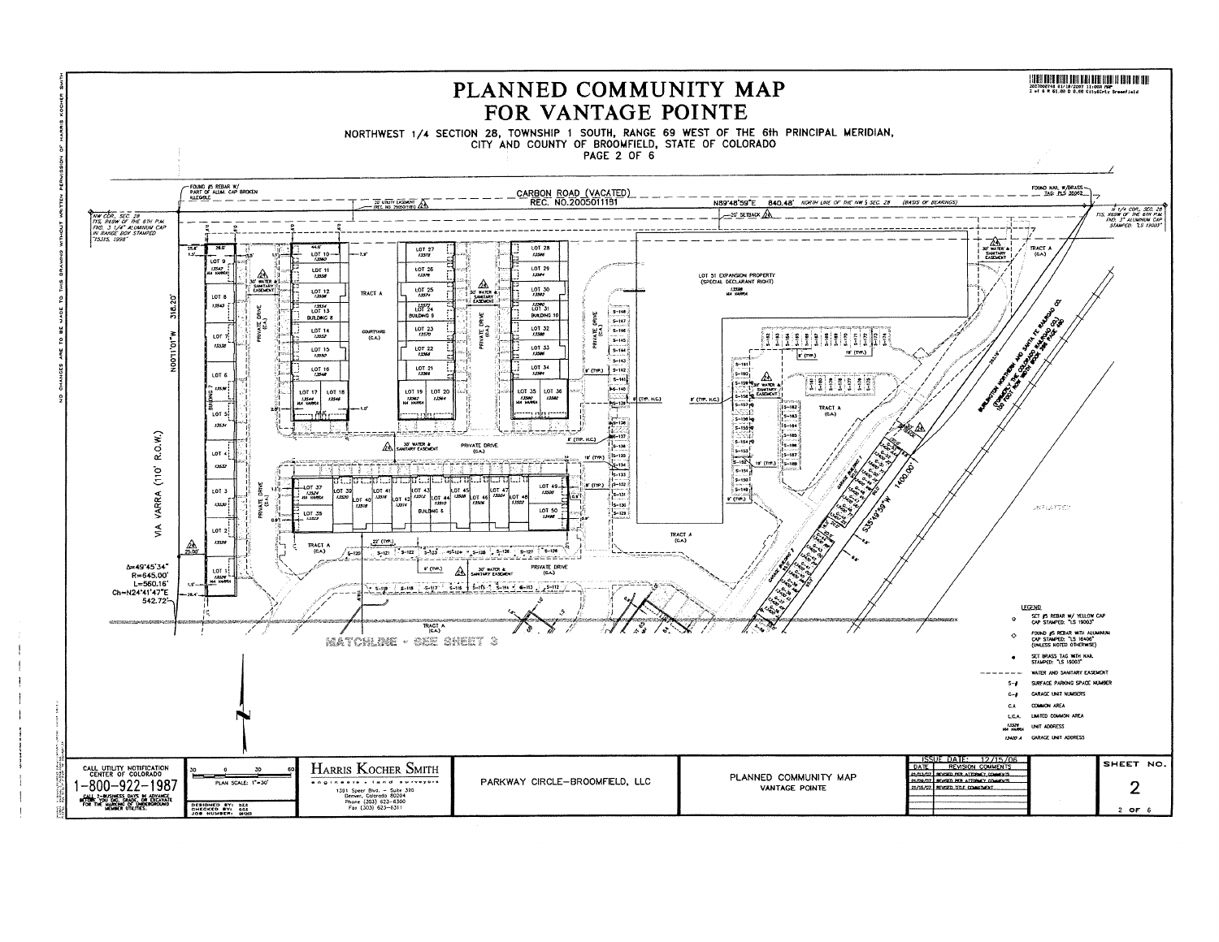# PLANNED COMMUNITY MAP FOR VANTAGE POINTE

NORTHWEST 1/4 SECTION 28, TOWNSHIP 1 SOUTH, RANGE 69 WEST OF THE 6th PRINCIPAL MERIDIAN, CITY AND COUNTY OF BROOMFIELD, STATE OF COLORADO

PAGE 2 OF 6

FOUND #5 REBAR W/ PART OF ALUM. CAP BROKEN ILLEGIBLE

CARBON ROAD (VACATED) REC. NO.2005011181

20' UTILITY EASEMENT (REC NO. 2005011181)

N89°48'59"E 840.48' NORTH LINE OF THE NW 1/4 SEC. 28 (BASIS OF BEARINGS)

20' SETBACK

FOUND NAIL W/BRASS TAG: PLS 28062

NW COR. SEC. 28 T1S, R69W OF THE 6TH P.M. FND. 3 1/4" ALUMINUM CAP IN RANGE BOX STAMPED "15315, 1998"

N 1/4 COR. SEC. 28 T1S, R69W OF THE 6TH P.M. FND. 3" ALUMINUM CAP STAMPED: "LS 19003"

N00°11'01"W 318.20'

VIA VARRA (110' R.O.W.)

Δ=49°45'34"
R=645.00'
L=560.16'
Ch=N24°41'47"E 542.72'

LOT 1 – LOT 50; BUILDING 5; BUILDING 6; BUILDING 7; BUILDING 8; BUILDING 9; BUILDING 10

LOT 51 EXPANSION PROPERTY (SPECIAL DECLARANT RIGHT) 13598 VIA VARRA

TRACT A (C.A.)

COURTYARD (C.A.)

PRIVATE DRIVE (C.A.)

30' WATER & SANITARY EASEMENT

S35°49'59"W 1400.00'

BURLINGTON NORTHERN AND SANTA FE RAILROAD CO. (FORMERLY THE COLORADO & SOUTHERN RAILWAY CO.) 100 FOOT ROW

GARAGE BUILDING 1; GARAGE BUILDING 2

MATCHLINE - SEE SHEET 3

## LEGEND

- SET #5 REBAR W/ YELLOW CAP CAP STAMPED: "LS 19003"
- FOUND #5 REBAR WITH ALUMINUM CAP STAMPED: "LS 16406" (UNLESS NOTED OTHERWISE)
- SET BRASS TAG WITH NAIL STAMPED: "LS 19003"
- WATER AND SANITARY EASEMENT
- S-# SURFACE PARKING SPACE NUMBER
- G-# GARAGE UNIT NUMBERS
- C.A. COMMON AREA
- L.C.A. LIMITED COMMON AREA
- 13526 VIA VARRA UNIT ADDRESS
- 13400 A GARAGE UNIT ADDRESS

CALL UTILITY NOTIFICATION CENTER OF COLORADO
1-800-922-1987
CALL 2-BUSINESS DAYS IN ADVANCE BEFORE YOU DIG, GRADE, OR EXCAVATE FOR THE MARKING OF UNDERGROUND MEMBER UTILITIES.

PLAN SCALE: 1"=30'

HARRIS KOCHER SMITH
engineers • land surveyors
1391 Speer Blvd. – Suite 390
Denver, Colorado 80204
Phone (303) 623-6300
Fax (303) 623-6311

PARKWAY CIRCLE-BROOMFIELD, LLC

PLANNED COMMUNITY MAP VANTAGE POINTE

ISSUE DATE: 12/15/06

| DATE | REVISION COMMENTS |
|---|---|
| 01/03/07 | REVISED PER ATTORNEY COMMENTS |
| 01/09/07 | REVISED PER ATTORNEY COMMENTS |
| 01/15/07 | REVISED TITLE COMMITMENT |

SHEET NO. 2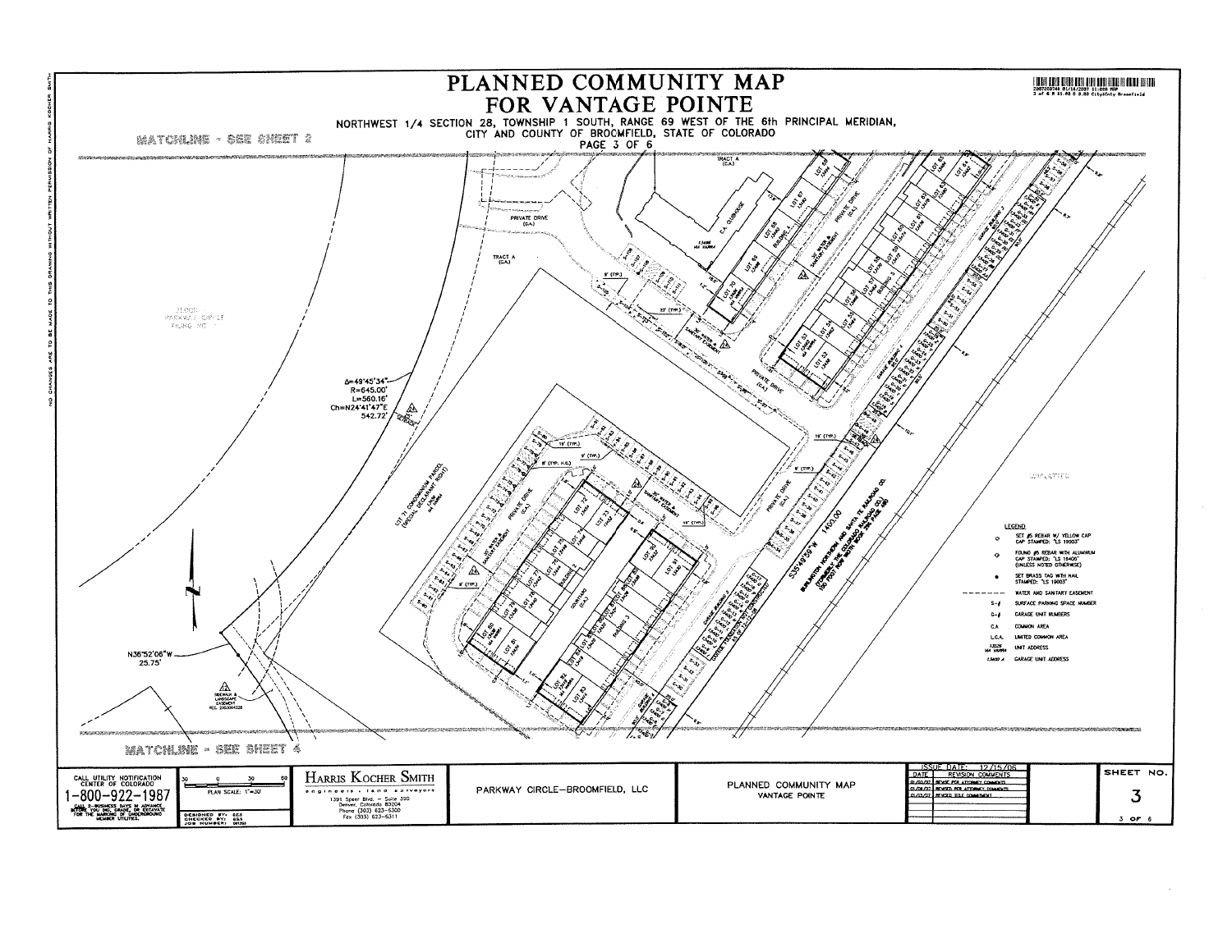# PLANNED COMMUNITY MAP
# FOR VANTAGE POINTE

NORTHWEST 1/4 SECTION 28, TOWNSHIP 1 SOUTH, RANGE 69 WEST OF THE 6th PRINCIPAL MERIDIAN,
CITY AND COUNTY OF BROOMFIELD, STATE OF COLORADO

MATCHLINE - SEE SHEET 2

MATCHLINE - SEE SHEET 4

NO CHANGES ARE TO BE MADE TO THIS DRAWING WITHOUT WRITTEN PERMISSION OF HARRIS KOCHER SMITH

Δ=49°45'34"
R=645.00'
L=560.16'
Ch=N24°41'47"E
542.72'

N36°52'06"W
25.75'

S35°49'59"W 1400.00

BURLINGTON NORTHERN AND SANTA FE RAILROAD CO. (FORMERLY THE COLORADO RAILROAD CO.) 100 FOOT ROW

TRACT A (C.A.)

PRIVATE DRIVE (C.A.)

C.A. CLUBHOUSE

LOT 71 CONDOMINIUM PARCEL (SPECIAL DECLARANT RIGHT)

UNPLATTED

## LEGEND

| Symbol | Description |
|---|---|
| ○ | SET #5 REBAR W/ YELLOW CAP CAP STAMPED: "LS 19003" |
| ◇ | FOUND #5 REBAR WITH ALUMINUM CAP STAMPED: "LS 16400" (UNLESS NOTED OTHERWISE) |
| ● | SET BRASS TAG WITH NAIL STAMPED: "LS 19003" |
| - - - - - | WATER AND SANITARY EASEMENT |
| S-# | SURFACE PARKING SPACE NUMBER |
| G-# | GARAGE UNIT NUMBERS |
| C.A. | COMMON AREA |
| L.C.A. | LIMITED COMMON AREA |
| 13326 W4 WARM | UNIT ADDRESS |
| 13400 A | GARAGE UNIT ADDRESS |

CALL UTILITY NOTIFICATION CENTER OF COLORADO
1-800-922-1987
CALL 2-BUSINESS DAYS IN ADVANCE BEFORE YOU DIG, GRADE, OR EXCAVATE FOR THE MARKING OF UNDERGROUND MEMBER UTILITIES.

PLAN SCALE: 1"=30'

DESIGNED BY:
CHECKED BY:
JOB NUMBER:

HARRIS KOCHER SMITH
engineers • land surveyors
1391 Speer Blvd. - Suite 390
Denver, Colorado 80204
Phone (303) 623-6300
Fax (303) 623-6311

PARKWAY CIRCLE-BROOMFIELD, LLC

PLANNED COMMUNITY MAP
VANTAGE POINTE

ISSUE DATE: 12/15/06

| DATE | REVISION COMMENTS |
|---|---|
| 01/03/07 | REVISE PER ATTORNEY COMMENTS |
| 01/08/07 | REVISED PER ATTORNEY COMMENTS |
| 01/03/07 | REVISED TITLE COMMITMENT |

SHEET NO.
3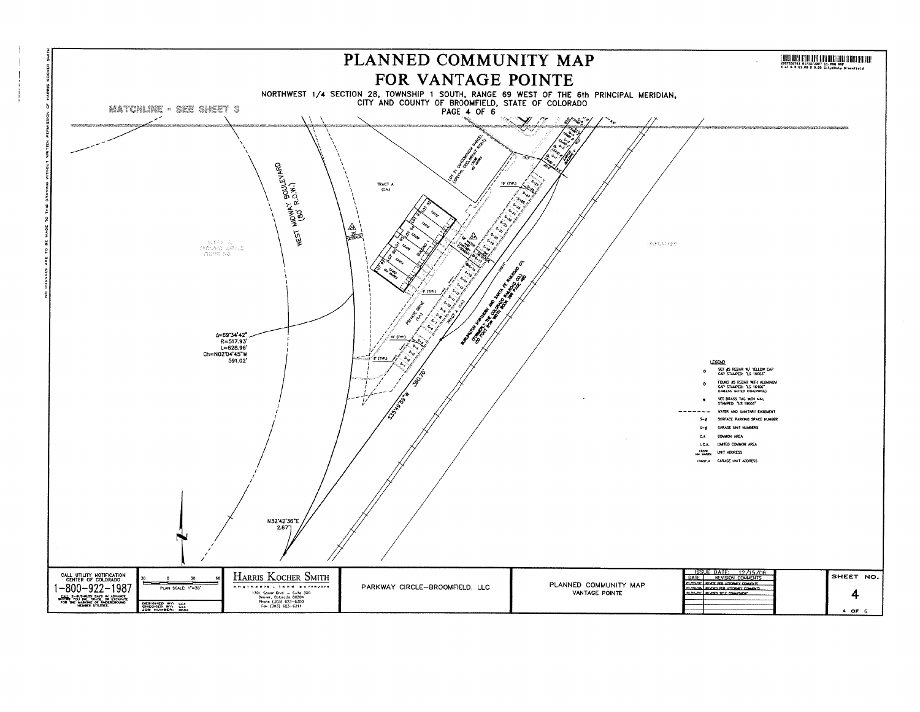# PLANNED COMMUNITY MAP

# FOR VANTAGE POINTE

NORTHWEST 1/4 SECTION 28, TOWNSHIP 1 SOUTH, RANGE 69 WEST OF THE 6th PRINCIPAL MERIDIAN, CITY AND COUNTY OF BROOMFIELD, STATE OF COLORADO

PAGE 4 OF 6

MATCHLINE - SEE SHEET 3

WEST MIDWAY BOULEVARD (80' R.O.W.)

TRACT A (C.A.)

PRIVATE DRIVE (C.A.)

TRACT A (C.A.)

BURLINGTON NORTHERN AND SANTA FE RAILROAD CO. (FORMERLY THE COLORADO RAILROAD CO.) 100 FOOT ROW BOOK 2 PAGE 600

UNPLATTED

Δ=69°34'42"
R=517.93'
L=628.96'
Ch=N02°04'45"W
591.02'

S35°49'59"W 360.70'

N32°42'36"E
2.67'

19' (TYP.)

9' (TYP.)

LEGEND

- ○ SET #5 REBAR W/ YELLOW CAP STAMPED: "LS 19003"
- ◇ FOUND #5 REBAR WITH ALUMINUM CAP STAMPED: "LS 16406" (UNLESS NOTED OTHERWISE)
- ● SET BRASS TAG WITH NAIL STAMPED: "LS 19003"
- - - - WATER AND SANITARY EASEMENT
- S-# SURFACE PARKING SPACE NUMBER
- G-# GARAGE UNIT NUMBERS
- C.A. COMMON AREA
- L.C.A. LIMITED COMMON AREA
- UNIT ADDRESS
- GARAGE UNIT ADDRESS

CALL UTILITY NOTIFICATION CENTER OF COLORADO

1-800-922-1987

CALL 2-BUSINESS DAYS IN ADVANCE BEFORE YOU DIG, GRADE, OR EXCAVATE FOR THE MARKING OF UNDERGROUND MEMBER UTILITIES.

PLAN SCALE: 1"=30'

HARRIS KOCHER SMITH
engineers • land surveyors
1391 Speer Blvd. - Suite 390
Denver, Colorado 80204
Phone (303) 623-6300
Fax (303) 623-6311

PARKWAY CIRCLE-BROOMFIELD, LLC

PLANNED COMMUNITY MAP
VANTAGE POINTE

ISSUE DATE: 12/15/06

| DATE | REVISION COMMENTS |
|---|---|
| 01/03/07 | REVISE PER ATTORNEY COMMENTS |
| 01/09/07 | REVISED PER ATTORNEY COMMENTS |
| 01/15/07 | REVISED TITLE COMMITMENT |

SHEET NO. 4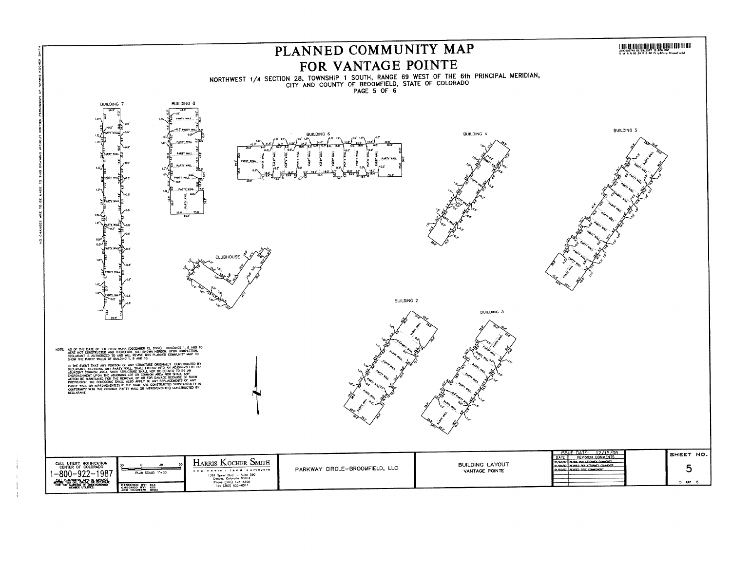# PLANNED COMMUNITY MAP

# FOR VANTAGE POINTE

NORTHWEST 1/4 SECTION 28, TOWNSHIP 1 SOUTH, RANGE 69 WEST OF THE 6th PRINCIPAL MERIDIAN, CITY AND COUNTY OF BROOMFIELD, STATE OF COLORADO

PAGE 5 OF 6

BUILDING 7

BUILDING 8

BUILDING 6

BUILDING 4

BUILDING 5

CLUBHOUSE

BUILDING 2

BUILDING 3

NOTE: AS OF THE DATE OF THE FIELD WORK (DECEMBER 12, 2006), BUILDINGS 1, 9 AND 10 WERE NOT CONSTRUCTED AND THEREFORE NOT SHOWN HEREON. UPON COMPLETION, DECLARANT IS AUTHORIZED TO AND WILL REVISE THIS PLANNED COMMUNITY MAP TO SHOW THE PARTY WALLS OF BUILDING 1, 9 AND 10.

IN THE EVENT THAT ANY PORTION OF ANY STRUCTURE ORIGINALLY CONSTRUCTED BY DECLARANT, INCLUDING ANY PARTY WALL, SHALL EXTEND INTO AN ADJOINING LOT OR ADJACENT COMMON AREA, SUCH STRUCTURE SHALL NOT BE DEEMED TO BE AN ENCROACHMENT UPON THE ADJOINING LOT OR COMMON AREA NOR SHALL ANY ACTION BE MAINTAINED FOR THE REMOVAL OF OR FOR DAMAGE BECAUSE OF SUCH PROTRUSION. THE FOREGOING SHALL ALSO APPLY TO ANY REPLACEMENTS OF ANY PARTY WALL OR IMPROVEMENT(S) IF THE SAME ARE CONSTRUCTED SUBSTANTIALLY IN CONFORMITY WITH THE ORIGINAL PARTY WALL OR IMPROVEMENT(S) CONSTRUCTED BY DECLARANT.

CALL UTILITY NOTIFICATION CENTER OF COLORADO

1-800-922-1987

CALL 2-BUSINESS DAYS IN ADVANCE BEFORE YOU DIG, GRADE, OR EXCAVATE FOR THE MARKING OF UNDERGROUND MEMBER UTILITIES.

PLAN SCALE: 1"=30'

DESIGNED BY: DEJ
CHECKED BY: GSS
JOB NUMBER: 061203

HARRIS KOCHER SMITH
engineers • land surveyors
1391 Speer Blvd. – Suite 390
Denver, Colorado 80204
Phone (303) 623-6300
Fax (303) 623-6311

PARKWAY CIRCLE–BROOMFIELD, LLC

BUILDING LAYOUT
VANTAGE POINTE

ISSUE DATE: 12/15/06

| DATE | REVISION COMMENTS |
|---|---|
| 01/03/07 | REVISE PER ATTORNEY COMMENTS |
| 01/09/07 | REVISED PER ATTORNEY COMMENTS |
| 01/15/07 | REVISED TITLE COMMITMENT |

SHEET NO. 5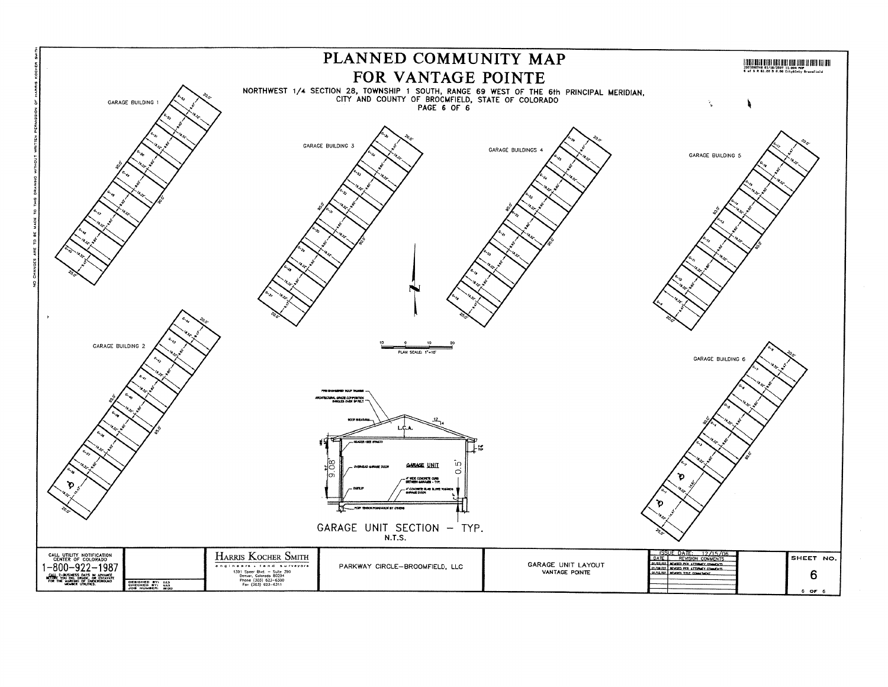# PLANNED COMMUNITY MAP
# FOR VANTAGE POINTE

NORTHWEST 1/4 SECTION 28, TOWNSHIP 1 SOUTH, RANGE 69 WEST OF THE 6th PRINCIPAL MERIDIAN,
CITY AND COUNTY OF BROOMFIELD, STATE OF COLORADO
PAGE 6 OF 6

GARAGE BUILDING 1

GARAGE BUILDING 2

GARAGE BUILDING 3

GARAGE BUILDINGS 4

GARAGE BUILDING 5

GARAGE BUILDING 6

20.0'

90.0'

19.32'

9.47'

9.60'

PLAN SCALE: 1"=10'

10 0 10 20

## GARAGE UNIT SECTION – TYP.

N.T.S.

GARAGE UNIT

L.C.A.

9.08'

0.5'

12
14

CALL UTILITY NOTIFICATION CENTER OF COLORADO
1-800-922-1987
CALL 2-BUSINESS DAYS IN ADVANCE BEFORE YOU DIG, GRADE, OR EXCAVATE FOR THE MARKING OF UNDERGROUND MEMBER UTILITIES.

HARRIS KOCHER SMITH
engineers • land surveyors
1391 Speer Blvd. – Suite 390
Denver, Colorado 80204
Phone (303) 623-6300
Fax (303) 623-6311

PARKWAY CIRCLE–BROOMFIELD, LLC

GARAGE UNIT LAYOUT
VANTAGE POINTE

ISSUE DATE: 12/15/06

| DATE | REVISION COMMENTS |
| --- | --- |
| | REVISED PER ATTORNEY COMMENTS |
| | REVISED PER ATTORNEY COMMENTS |
| | REVISED TITLE COMMITMENT |

SHEET NO.
6

NO CHANGES ARE TO BE MADE TO THIS DRAWING WITHOUT WRITTEN PERMISSION OF HARRIS KOCHER SMITH